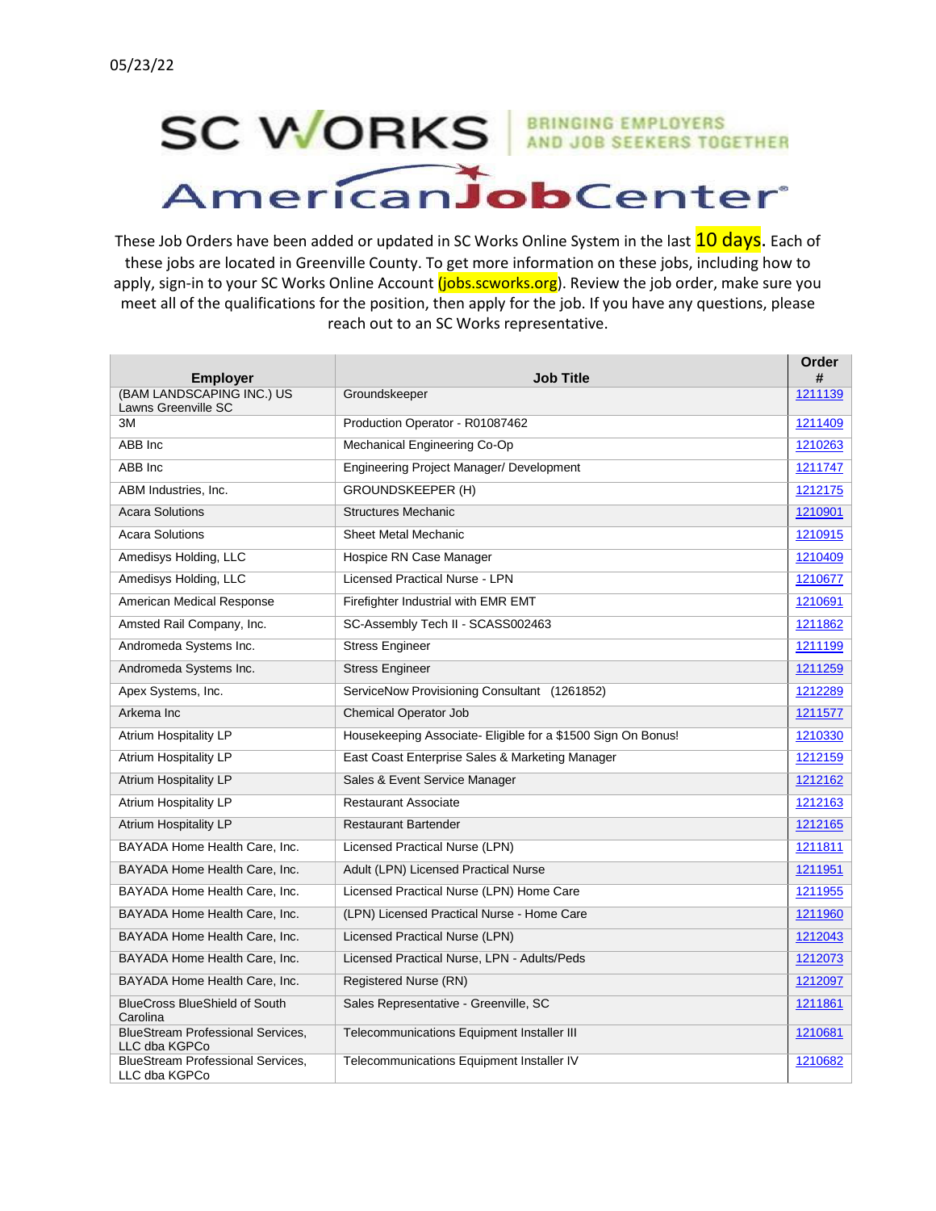05/23/22

# SC WORKS

BRINGING EMPLOYERS AND JOB SEEKERS TOGETHER

## AmericanJobCenter

These Job Orders have been added or updated in SC Works Online System in the last 10 days. Each of these jobs are located in Greenville County. To get more information on these jobs, including how to apply, sign-in to your SC Works Online Account (jobs.scworks.org). Review the job order, make sure you meet all of the qualifications for the position, then apply for the job. If you have any questions, please reach out to an SC Works representative.

| Employer | Job Title | Order # |
|---|---|---|
| (BAM LANDSCAPING INC.) US Lawns Greenville SC | Groundskeeper | 1211139 |
| 3M | Production Operator - R01087462 | 1211409 |
| ABB Inc | Mechanical Engineering Co-Op | 1210263 |
| ABB Inc | Engineering Project Manager/ Development | 1211747 |
| ABM Industries, Inc. | GROUNDSKEEPER (H) | 1212175 |
| Acara Solutions | Structures Mechanic | 1210901 |
| Acara Solutions | Sheet Metal Mechanic | 1210915 |
| Amedisys Holding, LLC | Hospice RN Case Manager | 1210409 |
| Amedisys Holding, LLC | Licensed Practical Nurse - LPN | 1210677 |
| American Medical Response | Firefighter Industrial with EMR EMT | 1210691 |
| Amsted Rail Company, Inc. | SC-Assembly Tech II - SCASS002463 | 1211862 |
| Andromeda Systems Inc. | Stress Engineer | 1211199 |
| Andromeda Systems Inc. | Stress Engineer | 1211259 |
| Apex Systems, Inc. | ServiceNow Provisioning Consultant (1261852) | 1212289 |
| Arkema Inc | Chemical Operator Job | 1211577 |
| Atrium Hospitality LP | Housekeeping Associate- Eligible for a $1500 Sign On Bonus! | 1210330 |
| Atrium Hospitality LP | East Coast Enterprise Sales & Marketing Manager | 1212159 |
| Atrium Hospitality LP | Sales & Event Service Manager | 1212162 |
| Atrium Hospitality LP | Restaurant Associate | 1212163 |
| Atrium Hospitality LP | Restaurant Bartender | 1212165 |
| BAYADA Home Health Care, Inc. | Licensed Practical Nurse (LPN) | 1211811 |
| BAYADA Home Health Care, Inc. | Adult (LPN) Licensed Practical Nurse | 1211951 |
| BAYADA Home Health Care, Inc. | Licensed Practical Nurse (LPN) Home Care | 1211955 |
| BAYADA Home Health Care, Inc. | (LPN) Licensed Practical Nurse - Home Care | 1211960 |
| BAYADA Home Health Care, Inc. | Licensed Practical Nurse (LPN) | 1212043 |
| BAYADA Home Health Care, Inc. | Licensed Practical Nurse, LPN - Adults/Peds | 1212073 |
| BAYADA Home Health Care, Inc. | Registered Nurse (RN) | 1212097 |
| BlueCross BlueShield of South Carolina | Sales Representative - Greenville, SC | 1211861 |
| BlueStream Professional Services, LLC dba KGPCo | Telecommunications Equipment Installer III | 1210681 |
| BlueStream Professional Services, LLC dba KGPCo | Telecommunications Equipment Installer IV | 1210682 |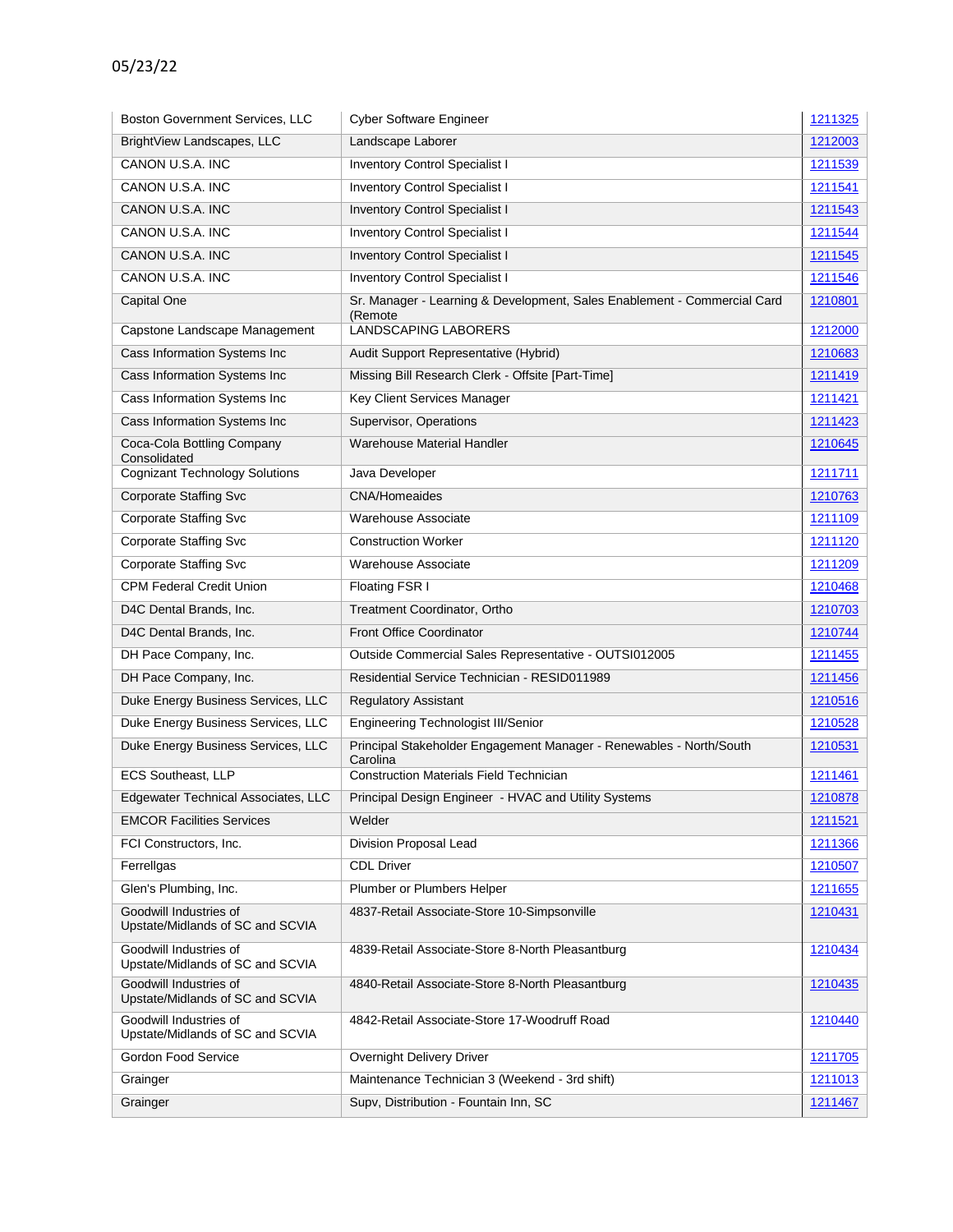05/23/22

| | | |
|---|---|---|
| Boston Government Services, LLC | Cyber Software Engineer | 1211325 |
| BrightView Landscapes, LLC | Landscape Laborer | 1212003 |
| CANON U.S.A. INC | Inventory Control Specialist I | 1211539 |
| CANON U.S.A. INC | Inventory Control Specialist I | 1211541 |
| CANON U.S.A. INC | Inventory Control Specialist I | 1211543 |
| CANON U.S.A. INC | Inventory Control Specialist I | 1211544 |
| CANON U.S.A. INC | Inventory Control Specialist I | 1211545 |
| CANON U.S.A. INC | Inventory Control Specialist I | 1211546 |
| Capital One | Sr. Manager - Learning & Development, Sales Enablement - Commercial Card (Remote | 1210801 |
| Capstone Landscape Management | LANDSCAPING LABORERS | 1212000 |
| Cass Information Systems Inc | Audit Support Representative (Hybrid) | 1210683 |
| Cass Information Systems Inc | Missing Bill Research Clerk - Offsite [Part-Time] | 1211419 |
| Cass Information Systems Inc | Key Client Services Manager | 1211421 |
| Cass Information Systems Inc | Supervisor, Operations | 1211423 |
| Coca-Cola Bottling Company Consolidated | Warehouse Material Handler | 1210645 |
| Cognizant Technology Solutions | Java Developer | 1211711 |
| Corporate Staffing Svc | CNA/Homeaides | 1210763 |
| Corporate Staffing Svc | Warehouse Associate | 1211109 |
| Corporate Staffing Svc | Construction Worker | 1211120 |
| Corporate Staffing Svc | Warehouse Associate | 1211209 |
| CPM Federal Credit Union | Floating FSR I | 1210468 |
| D4C Dental Brands, Inc. | Treatment Coordinator, Ortho | 1210703 |
| D4C Dental Brands, Inc. | Front Office Coordinator | 1210744 |
| DH Pace Company, Inc. | Outside Commercial Sales Representative - OUTSI012005 | 1211455 |
| DH Pace Company, Inc. | Residential Service Technician - RESID011989 | 1211456 |
| Duke Energy Business Services, LLC | Regulatory Assistant | 1210516 |
| Duke Energy Business Services, LLC | Engineering Technologist III/Senior | 1210528 |
| Duke Energy Business Services, LLC | Principal Stakeholder Engagement Manager - Renewables - North/South Carolina | 1210531 |
| ECS Southeast, LLP | Construction Materials Field Technician | 1211461 |
| Edgewater Technical Associates, LLC | Principal Design Engineer - HVAC and Utility Systems | 1210878 |
| EMCOR Facilities Services | Welder | 1211521 |
| FCI Constructors, Inc. | Division Proposal Lead | 1211366 |
| Ferrellgas | CDL Driver | 1210507 |
| Glen's Plumbing, Inc. | Plumber or Plumbers Helper | 1211655 |
| Goodwill Industries of Upstate/Midlands of SC and SCVIA | 4837-Retail Associate-Store 10-Simpsonville | 1210431 |
| Goodwill Industries of Upstate/Midlands of SC and SCVIA | 4839-Retail Associate-Store 8-North Pleasantburg | 1210434 |
| Goodwill Industries of Upstate/Midlands of SC and SCVIA | 4840-Retail Associate-Store 8-North Pleasantburg | 1210435 |
| Goodwill Industries of Upstate/Midlands of SC and SCVIA | 4842-Retail Associate-Store 17-Woodruff Road | 1210440 |
| Gordon Food Service | Overnight Delivery Driver | 1211705 |
| Grainger | Maintenance Technician 3 (Weekend - 3rd shift) | 1211013 |
| Grainger | Supv, Distribution - Fountain Inn, SC | 1211467 |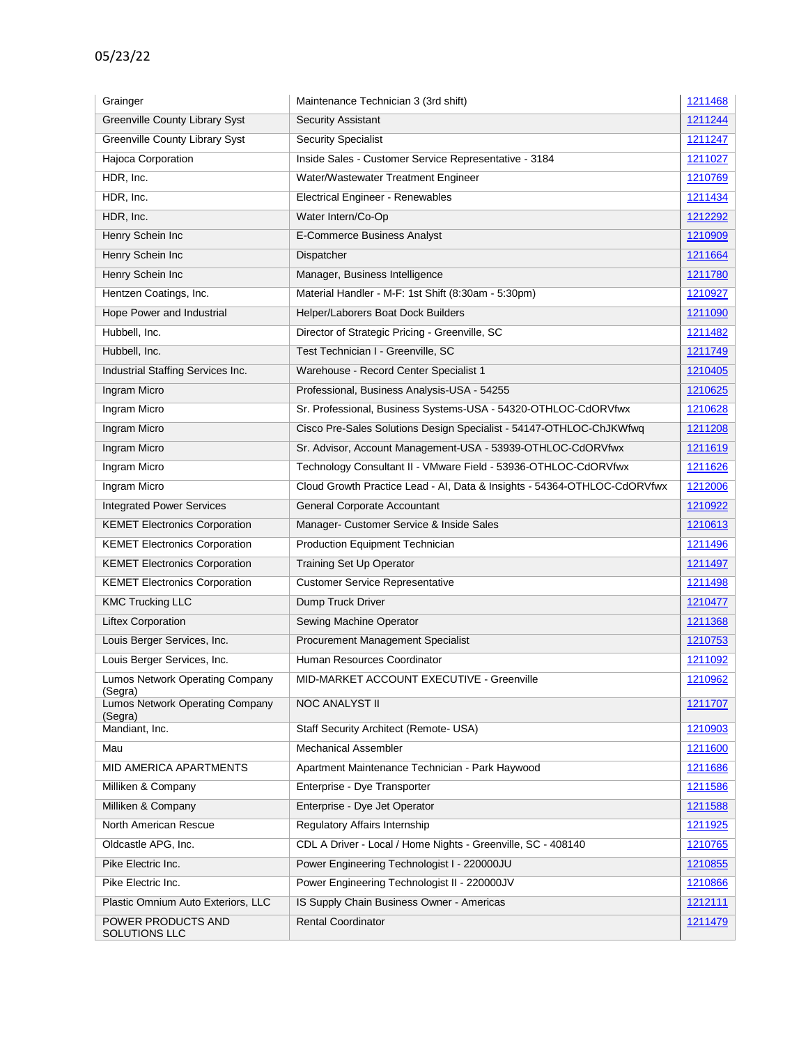05/23/22

| | | |
|---|---|---|
| Grainger | Maintenance Technician 3 (3rd shift) | 1211468 |
| Greenville County Library Syst | Security Assistant | 1211244 |
| Greenville County Library Syst | Security Specialist | 1211247 |
| Hajoca Corporation | Inside Sales - Customer Service Representative - 3184 | 1211027 |
| HDR, Inc. | Water/Wastewater Treatment Engineer | 1210769 |
| HDR, Inc. | Electrical Engineer - Renewables | 1211434 |
| HDR, Inc. | Water Intern/Co-Op | 1212292 |
| Henry Schein Inc | E-Commerce Business Analyst | 1210909 |
| Henry Schein Inc | Dispatcher | 1211664 |
| Henry Schein Inc | Manager, Business Intelligence | 1211780 |
| Hentzen Coatings, Inc. | Material Handler - M-F: 1st Shift (8:30am - 5:30pm) | 1210927 |
| Hope Power and Industrial | Helper/Laborers Boat Dock Builders | 1211090 |
| Hubbell, Inc. | Director of Strategic Pricing - Greenville, SC | 1211482 |
| Hubbell, Inc. | Test Technician I - Greenville, SC | 1211749 |
| Industrial Staffing Services Inc. | Warehouse - Record Center Specialist 1 | 1210405 |
| Ingram Micro | Professional, Business Analysis-USA - 54255 | 1210625 |
| Ingram Micro | Sr. Professional, Business Systems-USA - 54320-OTHLOC-CdORVfwx | 1210628 |
| Ingram Micro | Cisco Pre-Sales Solutions Design Specialist - 54147-OTHLOC-ChJKWfwq | 1211208 |
| Ingram Micro | Sr. Advisor, Account Management-USA - 53939-OTHLOC-CdORVfwx | 1211619 |
| Ingram Micro | Technology Consultant II - VMware Field - 53936-OTHLOC-CdORVfwx | 1211626 |
| Ingram Micro | Cloud Growth Practice Lead - AI, Data & Insights - 54364-OTHLOC-CdORVfwx | 1212006 |
| Integrated Power Services | General Corporate Accountant | 1210922 |
| KEMET Electronics Corporation | Manager- Customer Service & Inside Sales | 1210613 |
| KEMET Electronics Corporation | Production Equipment Technician | 1211496 |
| KEMET Electronics Corporation | Training Set Up Operator | 1211497 |
| KEMET Electronics Corporation | Customer Service Representative | 1211498 |
| KMC Trucking LLC | Dump Truck Driver | 1210477 |
| Liftex Corporation | Sewing Machine Operator | 1211368 |
| Louis Berger Services, Inc. | Procurement Management Specialist | 1210753 |
| Louis Berger Services, Inc. | Human Resources Coordinator | 1211092 |
| Lumos Network Operating Company (Segra) | MID-MARKET ACCOUNT EXECUTIVE - Greenville | 1210962 |
| Lumos Network Operating Company (Segra) | NOC ANALYST II | 1211707 |
| Mandiant, Inc. | Staff Security Architect (Remote- USA) | 1210903 |
| Mau | Mechanical Assembler | 1211600 |
| MID AMERICA APARTMENTS | Apartment Maintenance Technician - Park Haywood | 1211686 |
| Milliken & Company | Enterprise - Dye Transporter | 1211586 |
| Milliken & Company | Enterprise - Dye Jet Operator | 1211588 |
| North American Rescue | Regulatory Affairs Internship | 1211925 |
| Oldcastle APG, Inc. | CDL A Driver - Local / Home Nights - Greenville, SC - 408140 | 1210765 |
| Pike Electric Inc. | Power Engineering Technologist I - 220000JU | 1210855 |
| Pike Electric Inc. | Power Engineering Technologist II - 220000JV | 1210866 |
| Plastic Omnium Auto Exteriors, LLC | IS Supply Chain Business Owner - Americas | 1212111 |
| POWER PRODUCTS AND SOLUTIONS LLC | Rental Coordinator | 1211479 |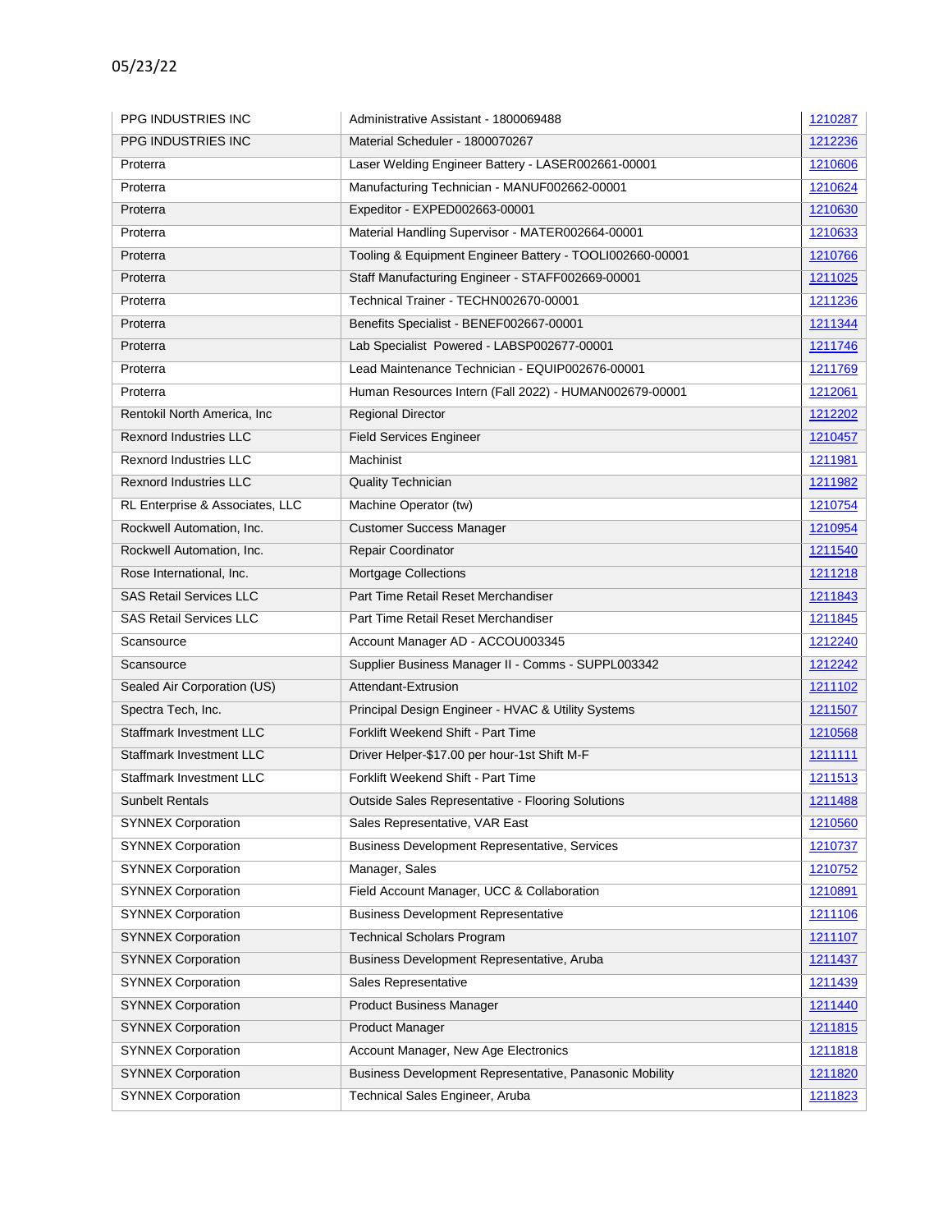05/23/22

| | | |
|---|---|---|
| PPG INDUSTRIES INC | Administrative Assistant - 1800069488 | 1210287 |
| PPG INDUSTRIES INC | Material Scheduler - 1800070267 | 1212236 |
| Proterra | Laser Welding Engineer Battery - LASER002661-00001 | 1210606 |
| Proterra | Manufacturing Technician - MANUF002662-00001 | 1210624 |
| Proterra | Expeditor - EXPED002663-00001 | 1210630 |
| Proterra | Material Handling Supervisor - MATER002664-00001 | 1210633 |
| Proterra | Tooling & Equipment Engineer Battery - TOOLI002660-00001 | 1210766 |
| Proterra | Staff Manufacturing Engineer - STAFF002669-00001 | 1211025 |
| Proterra | Technical Trainer - TECHN002670-00001 | 1211236 |
| Proterra | Benefits Specialist - BENEF002667-00001 | 1211344 |
| Proterra | Lab Specialist Powered - LABSP002677-00001 | 1211746 |
| Proterra | Lead Maintenance Technician - EQUIP002676-00001 | 1211769 |
| Proterra | Human Resources Intern (Fall 2022) - HUMAN002679-00001 | 1212061 |
| Rentokil North America, Inc | Regional Director | 1212202 |
| Rexnord Industries LLC | Field Services Engineer | 1210457 |
| Rexnord Industries LLC | Machinist | 1211981 |
| Rexnord Industries LLC | Quality Technician | 1211982 |
| RL Enterprise & Associates, LLC | Machine Operator (tw) | 1210754 |
| Rockwell Automation, Inc. | Customer Success Manager | 1210954 |
| Rockwell Automation, Inc. | Repair Coordinator | 1211540 |
| Rose International, Inc. | Mortgage Collections | 1211218 |
| SAS Retail Services LLC | Part Time Retail Reset Merchandiser | 1211843 |
| SAS Retail Services LLC | Part Time Retail Reset Merchandiser | 1211845 |
| Scansource | Account Manager AD - ACCOU003345 | 1212240 |
| Scansource | Supplier Business Manager II - Comms - SUPPL003342 | 1212242 |
| Sealed Air Corporation (US) | Attendant-Extrusion | 1211102 |
| Spectra Tech, Inc. | Principal Design Engineer - HVAC & Utility Systems | 1211507 |
| Staffmark Investment LLC | Forklift Weekend Shift - Part Time | 1210568 |
| Staffmark Investment LLC | Driver Helper-$17.00 per hour-1st Shift M-F | 1211111 |
| Staffmark Investment LLC | Forklift Weekend Shift - Part Time | 1211513 |
| Sunbelt Rentals | Outside Sales Representative - Flooring Solutions | 1211488 |
| SYNNEX Corporation | Sales Representative, VAR East | 1210560 |
| SYNNEX Corporation | Business Development Representative, Services | 1210737 |
| SYNNEX Corporation | Manager, Sales | 1210752 |
| SYNNEX Corporation | Field Account Manager, UCC & Collaboration | 1210891 |
| SYNNEX Corporation | Business Development Representative | 1211106 |
| SYNNEX Corporation | Technical Scholars Program | 1211107 |
| SYNNEX Corporation | Business Development Representative, Aruba | 1211437 |
| SYNNEX Corporation | Sales Representative | 1211439 |
| SYNNEX Corporation | Product Business Manager | 1211440 |
| SYNNEX Corporation | Product Manager | 1211815 |
| SYNNEX Corporation | Account Manager, New Age Electronics | 1211818 |
| SYNNEX Corporation | Business Development Representative, Panasonic Mobility | 1211820 |
| SYNNEX Corporation | Technical Sales Engineer, Aruba | 1211823 |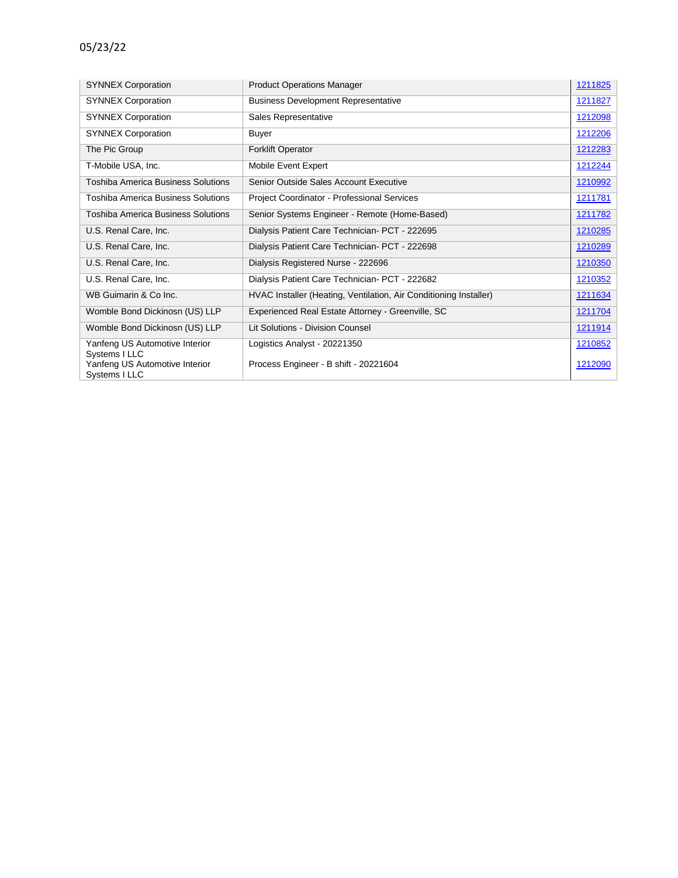05/23/22

| | | |
|---|---|---|
| SYNNEX Corporation | Product Operations Manager | 1211825 |
| SYNNEX Corporation | Business Development Representative | 1211827 |
| SYNNEX Corporation | Sales Representative | 1212098 |
| SYNNEX Corporation | Buyer | 1212206 |
| The Pic Group | Forklift Operator | 1212283 |
| T-Mobile USA, Inc. | Mobile Event Expert | 1212244 |
| Toshiba America Business Solutions | Senior Outside Sales Account Executive | 1210992 |
| Toshiba America Business Solutions | Project Coordinator - Professional Services | 1211781 |
| Toshiba America Business Solutions | Senior Systems Engineer - Remote (Home-Based) | 1211782 |
| U.S. Renal Care, Inc. | Dialysis Patient Care Technician- PCT - 222695 | 1210285 |
| U.S. Renal Care, Inc. | Dialysis Patient Care Technician- PCT - 222698 | 1210289 |
| U.S. Renal Care, Inc. | Dialysis Registered Nurse - 222696 | 1210350 |
| U.S. Renal Care, Inc. | Dialysis Patient Care Technician- PCT - 222682 | 1210352 |
| WB Guimarin & Co Inc. | HVAC Installer (Heating, Ventilation, Air Conditioning Installer) | 1211634 |
| Womble Bond Dickinosn (US) LLP | Experienced Real Estate Attorney - Greenville, SC | 1211704 |
| Womble Bond Dickinosn (US) LLP | Lit Solutions - Division Counsel | 1211914 |
| Yanfeng US Automotive Interior Systems I LLC | Logistics Analyst - 20221350 | 1210852 |
| Yanfeng US Automotive Interior Systems I LLC | Process Engineer - B shift - 20221604 | 1212090 |